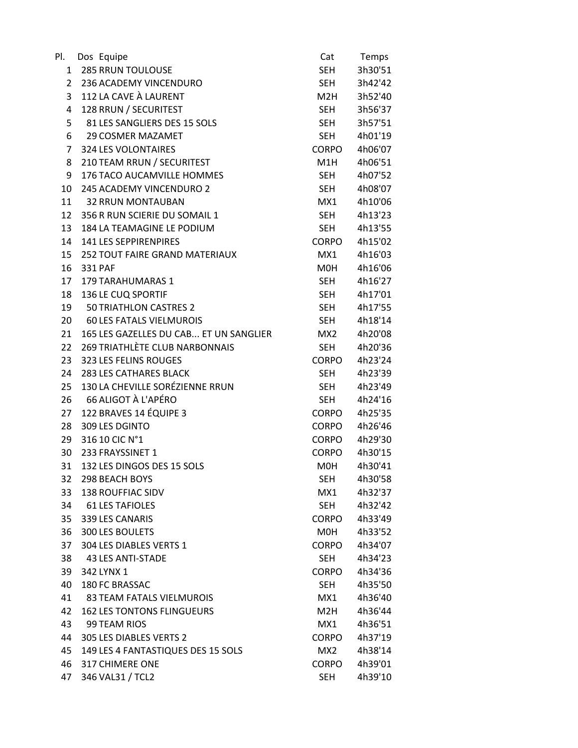| Pl. | Dos | Equipe | Cat | Temps |
|---|---|---|---|---|
| 1 | 285 | RRUN TOULOUSE | SEH | 3h30'51 |
| 2 | 236 | ACADEMY VINCENDURO | SEH | 3h42'42 |
| 3 | 112 | LA CAVE À LAURENT | M2H | 3h52'40 |
| 4 | 128 | RRUN / SECURITEST | SEH | 3h56'37 |
| 5 | 81 | LES SANGLIERS DES 15 SOLS | SEH | 3h57'51 |
| 6 | 29 | COSMER MAZAMET | SEH | 4h01'19 |
| 7 | 324 | LES VOLONTAIRES | CORPO | 4h06'07 |
| 8 | 210 | TEAM RRUN / SECURITEST | M1H | 4h06'51 |
| 9 | 176 | TACO AUCAMVILLE HOMMES | SEH | 4h07'52 |
| 10 | 245 | ACADEMY VINCENDURO 2 | SEH | 4h08'07 |
| 11 | 32 | RRUN MONTAUBAN | MX1 | 4h10'06 |
| 12 | 356 | R RUN SCIERIE DU SOMAIL 1 | SEH | 4h13'23 |
| 13 | 184 | LA TEAMAGINE LE PODIUM | SEH | 4h13'55 |
| 14 | 141 | LES SEPPIRENPIRES | CORPO | 4h15'02 |
| 15 | 252 | TOUT FAIRE GRAND MATERIAUX | MX1 | 4h16'03 |
| 16 | 331 | PAF | M0H | 4h16'06 |
| 17 | 179 | TARAHUMARAS 1 | SEH | 4h16'27 |
| 18 | 136 | LE CUQ SPORTIF | SEH | 4h17'01 |
| 19 | 50 | TRIATHLON CASTRES 2 | SEH | 4h17'55 |
| 20 | 60 | LES FATALS VIELMUROIS | SEH | 4h18'14 |
| 21 | 165 | LES GAZELLES DU CAB... ET UN SANGLIER | MX2 | 4h20'08 |
| 22 | 269 | TRIATHLÈTE CLUB NARBONNAIS | SEH | 4h20'36 |
| 23 | 323 | LES FELINS ROUGES | CORPO | 4h23'24 |
| 24 | 283 | LES CATHARES BLACK | SEH | 4h23'39 |
| 25 | 130 | LA CHEVILLE SORÉZIENNE RRUN | SEH | 4h23'49 |
| 26 | 66 | ALIGOT À L'APÉRO | SEH | 4h24'16 |
| 27 | 122 | BRAVES 14 ÉQUIPE 3 | CORPO | 4h25'35 |
| 28 | 309 | LES DGINTO | CORPO | 4h26'46 |
| 29 | 316 | 10 CIC N°1 | CORPO | 4h29'30 |
| 30 | 233 | FRAYSSINET 1 | CORPO | 4h30'15 |
| 31 | 132 | LES DINGOS DES 15 SOLS | M0H | 4h30'41 |
| 32 | 298 | BEACH BOYS | SEH | 4h30'58 |
| 33 | 138 | ROUFFIAC SIDV | MX1 | 4h32'37 |
| 34 | 61 | LES TAFIOLES | SEH | 4h32'42 |
| 35 | 339 | LES CANARIS | CORPO | 4h33'49 |
| 36 | 300 | LES BOULETS | M0H | 4h33'52 |
| 37 | 304 | LES DIABLES VERTS 1 | CORPO | 4h34'07 |
| 38 | 43 | LES ANTI-STADE | SEH | 4h34'23 |
| 39 | 342 | LYNX 1 | CORPO | 4h34'36 |
| 40 | 180 | FC BRASSAC | SEH | 4h35'50 |
| 41 | 83 | TEAM FATALS VIELMUROIS | MX1 | 4h36'40 |
| 42 | 162 | LES TONTONS FLINGUEURS | M2H | 4h36'44 |
| 43 | 99 | TEAM RIOS | MX1 | 4h36'51 |
| 44 | 305 | LES DIABLES VERTS 2 | CORPO | 4h37'19 |
| 45 | 149 | LES 4 FANTASTIQUES DES 15 SOLS | MX2 | 4h38'14 |
| 46 | 317 | CHIMERE ONE | CORPO | 4h39'01 |
| 47 | 346 | VAL31 / TCL2 | SEH | 4h39'10 |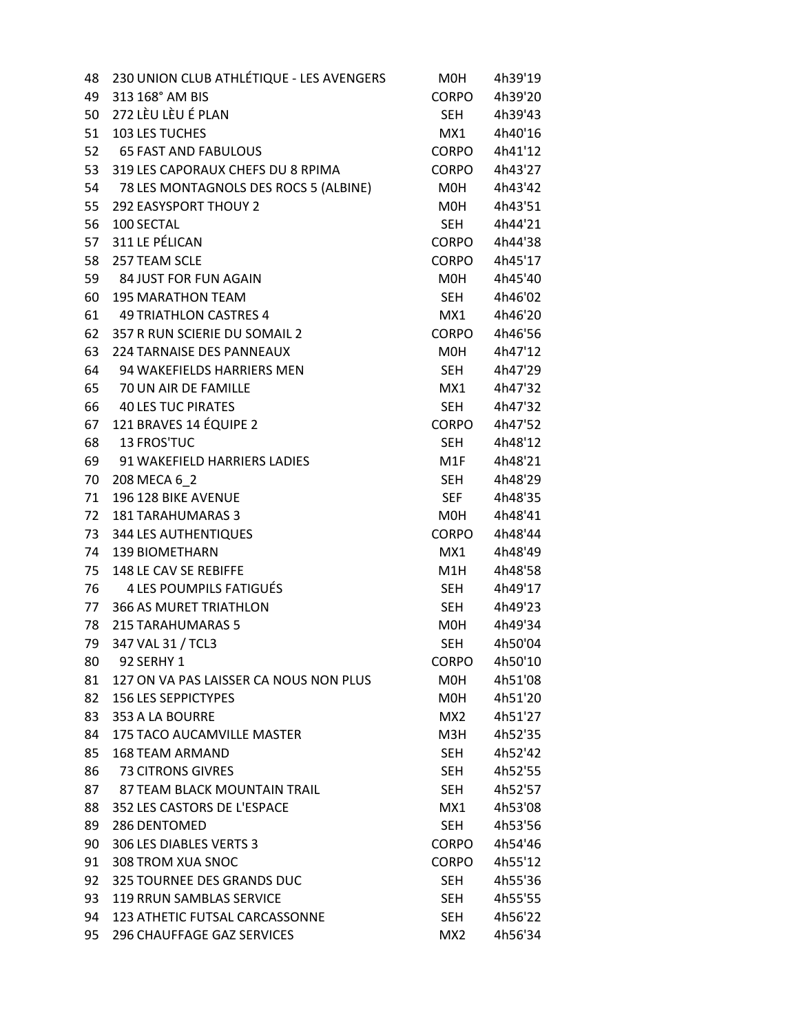| | | | |
|---|---|---|---|
| 48 | 230 UNION CLUB ATHLÉTIQUE - LES AVENGERS | M0H | 4h39'19 |
| 49 | 313 168° AM BIS | CORPO | 4h39'20 |
| 50 | 272 LÈU LÈU É PLAN | SEH | 4h39'43 |
| 51 | 103 LES TUCHES | MX1 | 4h40'16 |
| 52 | 65 FAST AND FABULOUS | CORPO | 4h41'12 |
| 53 | 319 LES CAPORAUX CHEFS DU 8 RPIMA | CORPO | 4h43'27 |
| 54 | 78 LES MONTAGNOLS DES ROCS 5 (ALBINE) | M0H | 4h43'42 |
| 55 | 292 EASYSPORT THOUY 2 | M0H | 4h43'51 |
| 56 | 100 SECTAL | SEH | 4h44'21 |
| 57 | 311 LE PÉLICAN | CORPO | 4h44'38 |
| 58 | 257 TEAM SCLE | CORPO | 4h45'17 |
| 59 | 84 JUST FOR FUN AGAIN | M0H | 4h45'40 |
| 60 | 195 MARATHON TEAM | SEH | 4h46'02 |
| 61 | 49 TRIATHLON CASTRES 4 | MX1 | 4h46'20 |
| 62 | 357 R RUN SCIERIE DU SOMAIL 2 | CORPO | 4h46'56 |
| 63 | 224 TARNAISE DES PANNEAUX | M0H | 4h47'12 |
| 64 | 94 WAKEFIELDS HARRIERS MEN | SEH | 4h47'29 |
| 65 | 70 UN AIR DE FAMILLE | MX1 | 4h47'32 |
| 66 | 40 LES TUC PIRATES | SEH | 4h47'32 |
| 67 | 121 BRAVES 14 ÉQUIPE 2 | CORPO | 4h47'52 |
| 68 | 13 FROS'TUC | SEH | 4h48'12 |
| 69 | 91 WAKEFIELD HARRIERS LADIES | M1F | 4h48'21 |
| 70 | 208 MECA 6_2 | SEH | 4h48'29 |
| 71 | 196 128 BIKE AVENUE | SEF | 4h48'35 |
| 72 | 181 TARAHUMARAS 3 | M0H | 4h48'41 |
| 73 | 344 LES AUTHENTIQUES | CORPO | 4h48'44 |
| 74 | 139 BIOMETHARN | MX1 | 4h48'49 |
| 75 | 148 LE CAV SE REBIFFE | M1H | 4h48'58 |
| 76 | 4 LES POUMPILS FATIGUÉS | SEH | 4h49'17 |
| 77 | 366 AS MURET TRIATHLON | SEH | 4h49'23 |
| 78 | 215 TARAHUMARAS 5 | M0H | 4h49'34 |
| 79 | 347 VAL 31 / TCL3 | SEH | 4h50'04 |
| 80 | 92 SERHY 1 | CORPO | 4h50'10 |
| 81 | 127 ON VA PAS LAISSER CA NOUS NON PLUS | M0H | 4h51'08 |
| 82 | 156 LES SEPPICTYPES | M0H | 4h51'20 |
| 83 | 353 A LA BOURRE | MX2 | 4h51'27 |
| 84 | 175 TACO AUCAMVILLE MASTER | M3H | 4h52'35 |
| 85 | 168 TEAM ARMAND | SEH | 4h52'42 |
| 86 | 73 CITRONS GIVRES | SEH | 4h52'55 |
| 87 | 87 TEAM BLACK MOUNTAIN TRAIL | SEH | 4h52'57 |
| 88 | 352 LES CASTORS DE L'ESPACE | MX1 | 4h53'08 |
| 89 | 286 DENTOMED | SEH | 4h53'56 |
| 90 | 306 LES DIABLES VERTS 3 | CORPO | 4h54'46 |
| 91 | 308 TROM XUA SNOC | CORPO | 4h55'12 |
| 92 | 325 TOURNEE DES GRANDS DUC | SEH | 4h55'36 |
| 93 | 119 RRUN SAMBLAS SERVICE | SEH | 4h55'55 |
| 94 | 123 ATHETIC FUTSAL CARCASSONNE | SEH | 4h56'22 |
| 95 | 296 CHAUFFAGE GAZ SERVICES | MX2 | 4h56'34 |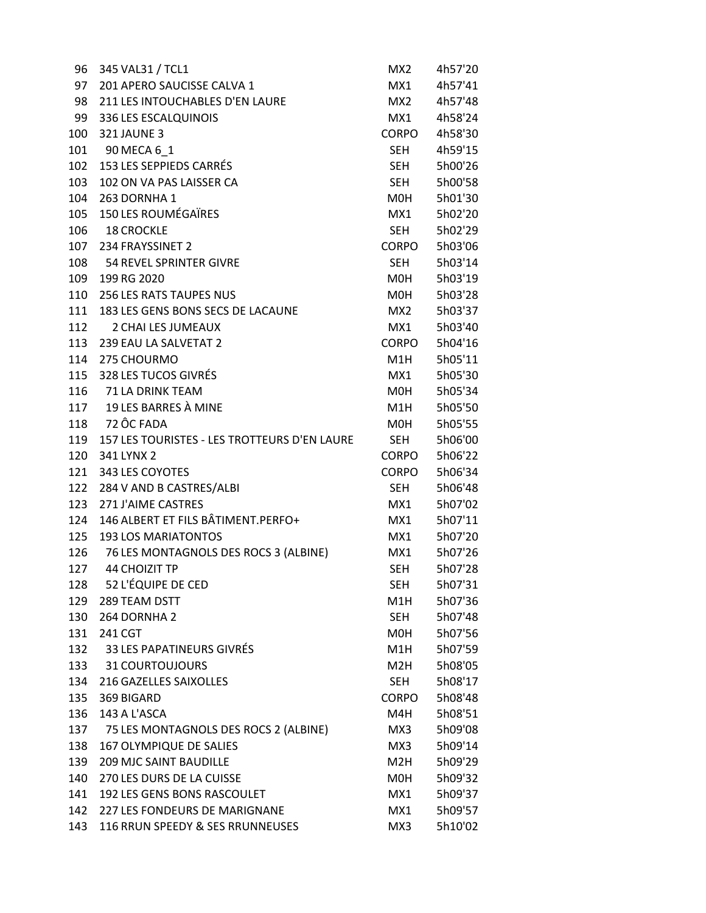| | | | |
|---|---|---|---|
| 96 | 345 VAL31 / TCL1 | MX2 | 4h57'20 |
| 97 | 201 APERO SAUCISSE CALVA 1 | MX1 | 4h57'41 |
| 98 | 211 LES INTOUCHABLES D'EN LAURE | MX2 | 4h57'48 |
| 99 | 336 LES ESCALQUINOIS | MX1 | 4h58'24 |
| 100 | 321 JAUNE 3 | CORPO | 4h58'30 |
| 101 | 90 MECA 6_1 | SEH | 4h59'15 |
| 102 | 153 LES SEPPIEDS CARRÉS | SEH | 5h00'26 |
| 103 | 102 ON VA PAS LAISSER CA | SEH | 5h00'58 |
| 104 | 263 DORNHA 1 | M0H | 5h01'30 |
| 105 | 150 LES ROUMÉGAÏRES | MX1 | 5h02'20 |
| 106 | 18 CROCKLE | SEH | 5h02'29 |
| 107 | 234 FRAYSSINET 2 | CORPO | 5h03'06 |
| 108 | 54 REVEL SPRINTER GIVRE | SEH | 5h03'14 |
| 109 | 199 RG 2020 | M0H | 5h03'19 |
| 110 | 256 LES RATS TAUPES NUS | M0H | 5h03'28 |
| 111 | 183 LES GENS BONS SECS DE LACAUNE | MX2 | 5h03'37 |
| 112 | 2 CHAI LES JUMEAUX | MX1 | 5h03'40 |
| 113 | 239 EAU LA SALVETAT 2 | CORPO | 5h04'16 |
| 114 | 275 CHOURMO | M1H | 5h05'11 |
| 115 | 328 LES TUCOS GIVRÉS | MX1 | 5h05'30 |
| 116 | 71 LA DRINK TEAM | M0H | 5h05'34 |
| 117 | 19 LES BARRES À MINE | M1H | 5h05'50 |
| 118 | 72 ÔC FADA | M0H | 5h05'55 |
| 119 | 157 LES TOURISTES - LES TROTTEURS D'EN LAURE | SEH | 5h06'00 |
| 120 | 341 LYNX 2 | CORPO | 5h06'22 |
| 121 | 343 LES COYOTES | CORPO | 5h06'34 |
| 122 | 284 V AND B CASTRES/ALBI | SEH | 5h06'48 |
| 123 | 271 J'AIME CASTRES | MX1 | 5h07'02 |
| 124 | 146 ALBERT ET FILS BÂTIMENT.PERFO+ | MX1 | 5h07'11 |
| 125 | 193 LOS MARIATONTOS | MX1 | 5h07'20 |
| 126 | 76 LES MONTAGNOLS DES ROCS 3 (ALBINE) | MX1 | 5h07'26 |
| 127 | 44 CHOIZIT TP | SEH | 5h07'28 |
| 128 | 52 L'ÉQUIPE DE CED | SEH | 5h07'31 |
| 129 | 289 TEAM DSTT | M1H | 5h07'36 |
| 130 | 264 DORNHA 2 | SEH | 5h07'48 |
| 131 | 241 CGT | M0H | 5h07'56 |
| 132 | 33 LES PAPATINEURS GIVRÉS | M1H | 5h07'59 |
| 133 | 31 COURTOUJOURS | M2H | 5h08'05 |
| 134 | 216 GAZELLES SAIXOLLES | SEH | 5h08'17 |
| 135 | 369 BIGARD | CORPO | 5h08'48 |
| 136 | 143 A L'ASCA | M4H | 5h08'51 |
| 137 | 75 LES MONTAGNOLS DES ROCS 2 (ALBINE) | MX3 | 5h09'08 |
| 138 | 167 OLYMPIQUE DE SALIES | MX3 | 5h09'14 |
| 139 | 209 MJC SAINT BAUDILLE | M2H | 5h09'29 |
| 140 | 270 LES DURS DE LA CUISSE | M0H | 5h09'32 |
| 141 | 192 LES GENS BONS RASCOULET | MX1 | 5h09'37 |
| 142 | 227 LES FONDEURS DE MARIGNANE | MX1 | 5h09'57 |
| 143 | 116 RRUN SPEEDY & SES RRUNNEUSES | MX3 | 5h10'02 |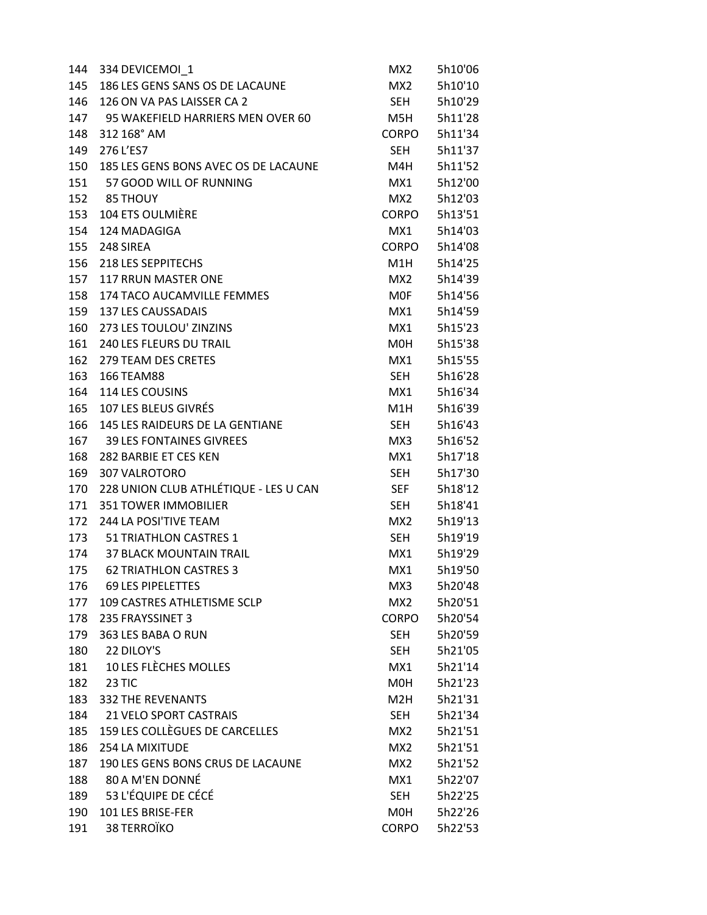| | | | |
|---|---|---|---|
| 144 | 334 DEVICEMOI_1 | MX2 | 5h10'06 |
| 145 | 186 LES GENS SANS OS DE LACAUNE | MX2 | 5h10'10 |
| 146 | 126 ON VA PAS LAISSER CA 2 | SEH | 5h10'29 |
| 147 | 95 WAKEFIELD HARRIERS MEN OVER 60 | M5H | 5h11'28 |
| 148 | 312 168° AM | CORPO | 5h11'34 |
| 149 | 276 L'ES7 | SEH | 5h11'37 |
| 150 | 185 LES GENS BONS AVEC OS DE LACAUNE | M4H | 5h11'52 |
| 151 | 57 GOOD WILL OF RUNNING | MX1 | 5h12'00 |
| 152 | 85 THOUY | MX2 | 5h12'03 |
| 153 | 104 ETS OULMIÈRE | CORPO | 5h13'51 |
| 154 | 124 MADAGIGA | MX1 | 5h14'03 |
| 155 | 248 SIREA | CORPO | 5h14'08 |
| 156 | 218 LES SEPPITECHS | M1H | 5h14'25 |
| 157 | 117 RRUN MASTER ONE | MX2 | 5h14'39 |
| 158 | 174 TACO AUCAMVILLE FEMMES | M0F | 5h14'56 |
| 159 | 137 LES CAUSSADAIS | MX1 | 5h14'59 |
| 160 | 273 LES TOULOU' ZINZINS | MX1 | 5h15'23 |
| 161 | 240 LES FLEURS DU TRAIL | M0H | 5h15'38 |
| 162 | 279 TEAM DES CRETES | MX1 | 5h15'55 |
| 163 | 166 TEAM88 | SEH | 5h16'28 |
| 164 | 114 LES COUSINS | MX1 | 5h16'34 |
| 165 | 107 LES BLEUS GIVRÉS | M1H | 5h16'39 |
| 166 | 145 LES RAIDEURS DE LA GENTIANE | SEH | 5h16'43 |
| 167 | 39 LES FONTAINES GIVREES | MX3 | 5h16'52 |
| 168 | 282 BARBIE ET CES KEN | MX1 | 5h17'18 |
| 169 | 307 VALROTORO | SEH | 5h17'30 |
| 170 | 228 UNION CLUB ATHLÉTIQUE - LES U CAN | SEF | 5h18'12 |
| 171 | 351 TOWER IMMOBILIER | SEH | 5h18'41 |
| 172 | 244 LA POSI'TIVE TEAM | MX2 | 5h19'13 |
| 173 | 51 TRIATHLON CASTRES 1 | SEH | 5h19'19 |
| 174 | 37 BLACK MOUNTAIN TRAIL | MX1 | 5h19'29 |
| 175 | 62 TRIATHLON CASTRES 3 | MX1 | 5h19'50 |
| 176 | 69 LES PIPELETTES | MX3 | 5h20'48 |
| 177 | 109 CASTRES ATHLETISME SCLP | MX2 | 5h20'51 |
| 178 | 235 FRAYSSINET 3 | CORPO | 5h20'54 |
| 179 | 363 LES BABA O RUN | SEH | 5h20'59 |
| 180 | 22 DILOY'S | SEH | 5h21'05 |
| 181 | 10 LES FLÈCHES MOLLES | MX1 | 5h21'14 |
| 182 | 23 TIC | M0H | 5h21'23 |
| 183 | 332 THE REVENANTS | M2H | 5h21'31 |
| 184 | 21 VELO SPORT CASTRAIS | SEH | 5h21'34 |
| 185 | 159 LES COLLÈGUES DE CARCELLES | MX2 | 5h21'51 |
| 186 | 254 LA MIXITUDE | MX2 | 5h21'51 |
| 187 | 190 LES GENS BONS CRUS DE LACAUNE | MX2 | 5h21'52 |
| 188 | 80 A M'EN DONNÉ | MX1 | 5h22'07 |
| 189 | 53 L'ÉQUIPE DE CÉCÉ | SEH | 5h22'25 |
| 190 | 101 LES BRISE-FER | M0H | 5h22'26 |
| 191 | 38 TERROÏKO | CORPO | 5h22'53 |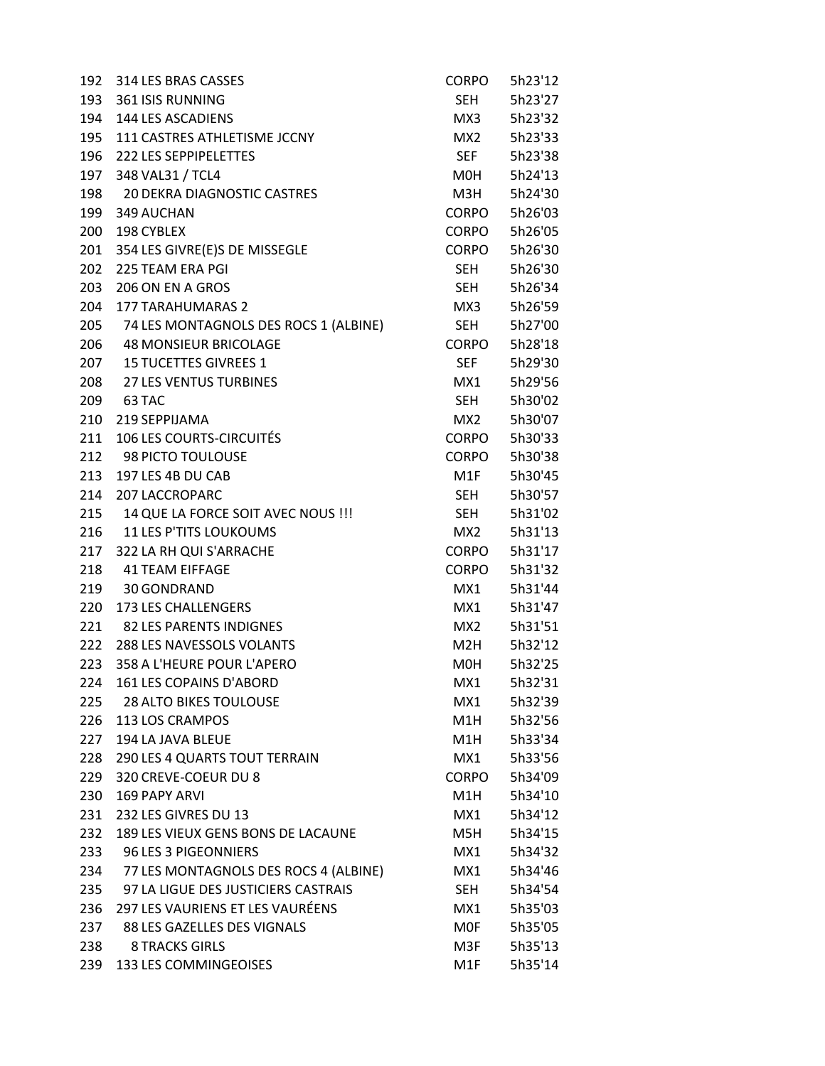| | | | |
|---|---|---|---|
| 192 | 314 LES BRAS CASSES | CORPO | 5h23'12 |
| 193 | 361 ISIS RUNNING | SEH | 5h23'27 |
| 194 | 144 LES ASCADIENS | MX3 | 5h23'32 |
| 195 | 111 CASTRES ATHLETISME JCCNY | MX2 | 5h23'33 |
| 196 | 222 LES SEPPIPELETTES | SEF | 5h23'38 |
| 197 | 348 VAL31 / TCL4 | M0H | 5h24'13 |
| 198 | 20 DEKRA DIAGNOSTIC CASTRES | M3H | 5h24'30 |
| 199 | 349 AUCHAN | CORPO | 5h26'03 |
| 200 | 198 CYBLEX | CORPO | 5h26'05 |
| 201 | 354 LES GIVRE(E)S DE MISSEGLE | CORPO | 5h26'30 |
| 202 | 225 TEAM ERA PGI | SEH | 5h26'30 |
| 203 | 206 ON EN A GROS | SEH | 5h26'34 |
| 204 | 177 TARAHUMARAS 2 | MX3 | 5h26'59 |
| 205 | 74 LES MONTAGNOLS DES ROCS 1 (ALBINE) | SEH | 5h27'00 |
| 206 | 48 MONSIEUR BRICOLAGE | CORPO | 5h28'18 |
| 207 | 15 TUCETTES GIVREES 1 | SEF | 5h29'30 |
| 208 | 27 LES VENTUS TURBINES | MX1 | 5h29'56 |
| 209 | 63 TAC | SEH | 5h30'02 |
| 210 | 219 SEPPIJAMA | MX2 | 5h30'07 |
| 211 | 106 LES COURTS-CIRCUITÉS | CORPO | 5h30'33 |
| 212 | 98 PICTO TOULOUSE | CORPO | 5h30'38 |
| 213 | 197 LES 4B DU CAB | M1F | 5h30'45 |
| 214 | 207 LACCROPARC | SEH | 5h30'57 |
| 215 | 14 QUE LA FORCE SOIT AVEC NOUS !!! | SEH | 5h31'02 |
| 216 | 11 LES P'TITS LOUKOUMS | MX2 | 5h31'13 |
| 217 | 322 LA RH QUI S'ARRACHE | CORPO | 5h31'17 |
| 218 | 41 TEAM EIFFAGE | CORPO | 5h31'32 |
| 219 | 30 GONDRAND | MX1 | 5h31'44 |
| 220 | 173 LES CHALLENGERS | MX1 | 5h31'47 |
| 221 | 82 LES PARENTS INDIGNES | MX2 | 5h31'51 |
| 222 | 288 LES NAVESSOLS VOLANTS | M2H | 5h32'12 |
| 223 | 358 A L'HEURE POUR L'APERO | M0H | 5h32'25 |
| 224 | 161 LES COPAINS D'ABORD | MX1 | 5h32'31 |
| 225 | 28 ALTO BIKES TOULOUSE | MX1 | 5h32'39 |
| 226 | 113 LOS CRAMPOS | M1H | 5h32'56 |
| 227 | 194 LA JAVA BLEUE | M1H | 5h33'34 |
| 228 | 290 LES 4 QUARTS TOUT TERRAIN | MX1 | 5h33'56 |
| 229 | 320 CREVE-COEUR DU 8 | CORPO | 5h34'09 |
| 230 | 169 PAPY ARVI | M1H | 5h34'10 |
| 231 | 232 LES GIVRES DU 13 | MX1 | 5h34'12 |
| 232 | 189 LES VIEUX GENS BONS DE LACAUNE | M5H | 5h34'15 |
| 233 | 96 LES 3 PIGEONNIERS | MX1 | 5h34'32 |
| 234 | 77 LES MONTAGNOLS DES ROCS 4 (ALBINE) | MX1 | 5h34'46 |
| 235 | 97 LA LIGUE DES JUSTICIERS CASTRAIS | SEH | 5h34'54 |
| 236 | 297 LES VAURIENS ET LES VAURÉENS | MX1 | 5h35'03 |
| 237 | 88 LES GAZELLES DES VIGNALS | M0F | 5h35'05 |
| 238 | 8 TRACKS GIRLS | M3F | 5h35'13 |
| 239 | 133 LES COMMINGEOISES | M1F | 5h35'14 |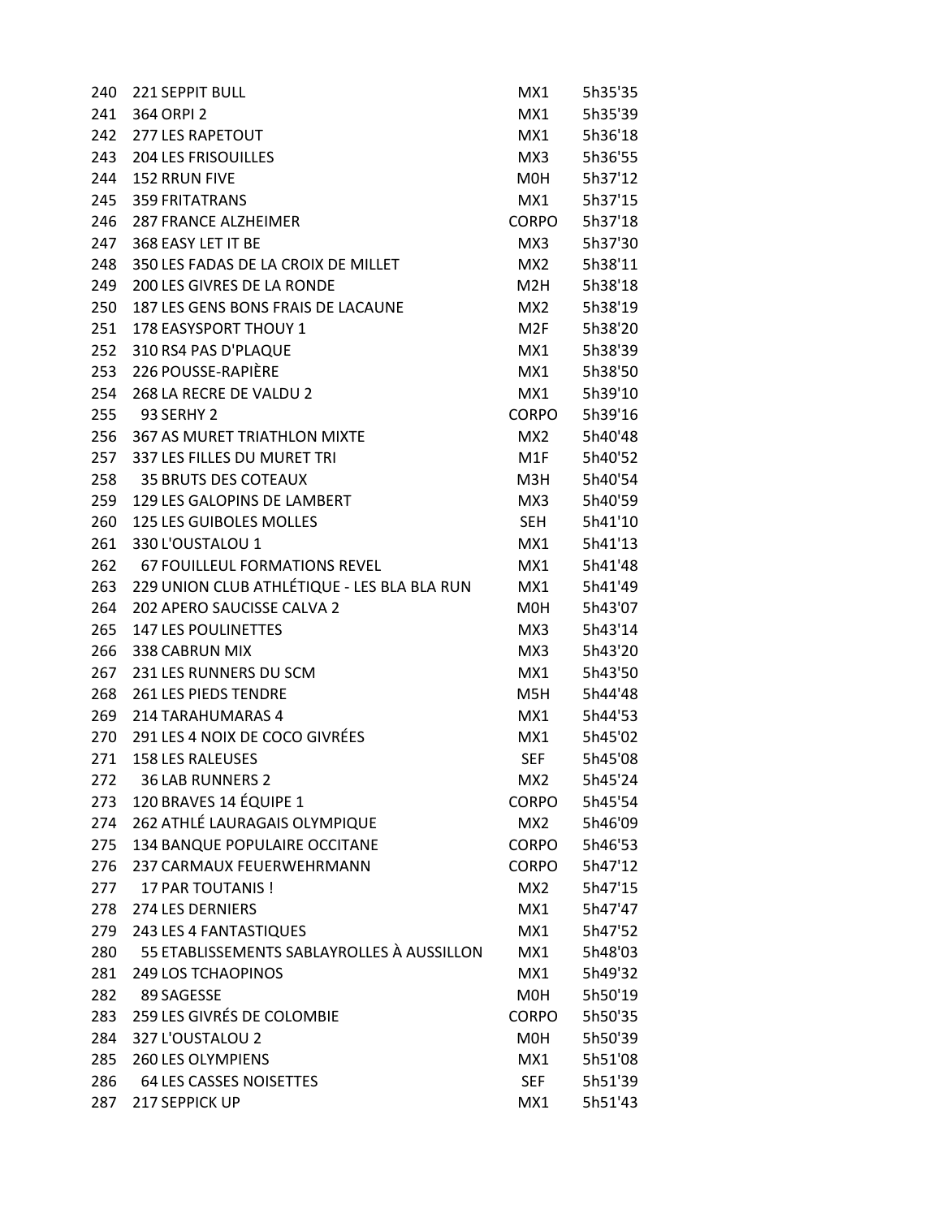| | | | |
|---|---|---|---|
| 240 | 221 SEPPIT BULL | MX1 | 5h35'35 |
| 241 | 364 ORPI 2 | MX1 | 5h35'39 |
| 242 | 277 LES RAPETOUT | MX1 | 5h36'18 |
| 243 | 204 LES FRISOUILLES | MX3 | 5h36'55 |
| 244 | 152 RRUN FIVE | M0H | 5h37'12 |
| 245 | 359 FRITATRANS | MX1 | 5h37'15 |
| 246 | 287 FRANCE ALZHEIMER | CORPO | 5h37'18 |
| 247 | 368 EASY LET IT BE | MX3 | 5h37'30 |
| 248 | 350 LES FADAS DE LA CROIX DE MILLET | MX2 | 5h38'11 |
| 249 | 200 LES GIVRES DE LA RONDE | M2H | 5h38'18 |
| 250 | 187 LES GENS BONS FRAIS DE LACAUNE | MX2 | 5h38'19 |
| 251 | 178 EASYSPORT THOUY 1 | M2F | 5h38'20 |
| 252 | 310 RS4 PAS D'PLAQUE | MX1 | 5h38'39 |
| 253 | 226 POUSSE-RAPIÈRE | MX1 | 5h38'50 |
| 254 | 268 LA RECRE DE VALDU 2 | MX1 | 5h39'10 |
| 255 | 93 SERHY 2 | CORPO | 5h39'16 |
| 256 | 367 AS MURET TRIATHLON MIXTE | MX2 | 5h40'48 |
| 257 | 337 LES FILLES DU MURET TRI | M1F | 5h40'52 |
| 258 | 35 BRUTS DES COTEAUX | M3H | 5h40'54 |
| 259 | 129 LES GALOPINS DE LAMBERT | MX3 | 5h40'59 |
| 260 | 125 LES GUIBOLES MOLLES | SEH | 5h41'10 |
| 261 | 330 L'OUSTALOU 1 | MX1 | 5h41'13 |
| 262 | 67 FOUILLEUL FORMATIONS REVEL | MX1 | 5h41'48 |
| 263 | 229 UNION CLUB ATHLÉTIQUE - LES BLA BLA RUN | MX1 | 5h41'49 |
| 264 | 202 APERO SAUCISSE CALVA 2 | M0H | 5h43'07 |
| 265 | 147 LES POULINETTES | MX3 | 5h43'14 |
| 266 | 338 CABRUN MIX | MX3 | 5h43'20 |
| 267 | 231 LES RUNNERS DU SCM | MX1 | 5h43'50 |
| 268 | 261 LES PIEDS TENDRE | M5H | 5h44'48 |
| 269 | 214 TARAHUMARAS 4 | MX1 | 5h44'53 |
| 270 | 291 LES 4 NOIX DE COCO GIVRÉES | MX1 | 5h45'02 |
| 271 | 158 LES RALEUSES | SEF | 5h45'08 |
| 272 | 36 LAB RUNNERS 2 | MX2 | 5h45'24 |
| 273 | 120 BRAVES 14 ÉQUIPE 1 | CORPO | 5h45'54 |
| 274 | 262 ATHLÉ LAURAGAIS OLYMPIQUE | MX2 | 5h46'09 |
| 275 | 134 BANQUE POPULAIRE OCCITANE | CORPO | 5h46'53 |
| 276 | 237 CARMAUX FEUERWEHRMANN | CORPO | 5h47'12 |
| 277 | 17 PAR TOUTANIS ! | MX2 | 5h47'15 |
| 278 | 274 LES DERNIERS | MX1 | 5h47'47 |
| 279 | 243 LES 4 FANTASTIQUES | MX1 | 5h47'52 |
| 280 | 55 ETABLISSEMENTS SABLAYROLLES À AUSSILLON | MX1 | 5h48'03 |
| 281 | 249 LOS TCHAOPINOS | MX1 | 5h49'32 |
| 282 | 89 SAGESSE | M0H | 5h50'19 |
| 283 | 259 LES GIVRÉS DE COLOMBIE | CORPO | 5h50'35 |
| 284 | 327 L'OUSTALOU 2 | M0H | 5h50'39 |
| 285 | 260 LES OLYMPIENS | MX1 | 5h51'08 |
| 286 | 64 LES CASSES NOISETTES | SEF | 5h51'39 |
| 287 | 217 SEPPICK UP | MX1 | 5h51'43 |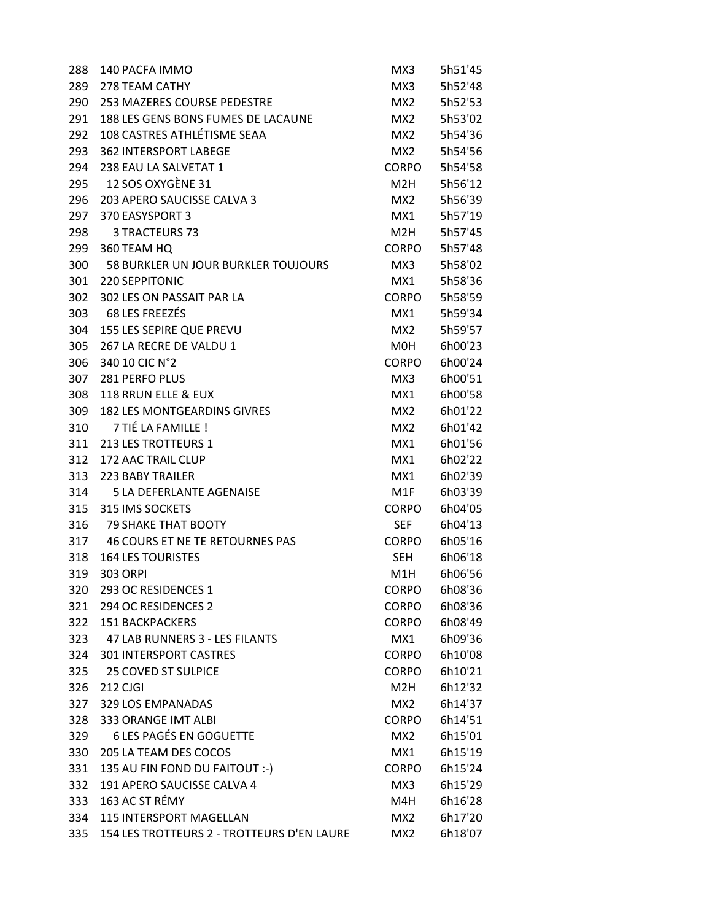| | | | |
|---|---|---|---|
| 288 | 140 PACFA IMMO | MX3 | 5h51'45 |
| 289 | 278 TEAM CATHY | MX3 | 5h52'48 |
| 290 | 253 MAZERES COURSE PEDESTRE | MX2 | 5h52'53 |
| 291 | 188 LES GENS BONS FUMES DE LACAUNE | MX2 | 5h53'02 |
| 292 | 108 CASTRES ATHLÉTISME SEAA | MX2 | 5h54'36 |
| 293 | 362 INTERSPORT LABEGE | MX2 | 5h54'56 |
| 294 | 238 EAU LA SALVETAT 1 | CORPO | 5h54'58 |
| 295 | 12 SOS OXYGÈNE 31 | M2H | 5h56'12 |
| 296 | 203 APERO SAUCISSE CALVA 3 | MX2 | 5h56'39 |
| 297 | 370 EASYSPORT 3 | MX1 | 5h57'19 |
| 298 | 3 TRACTEURS 73 | M2H | 5h57'45 |
| 299 | 360 TEAM HQ | CORPO | 5h57'48 |
| 300 | 58 BURKLER UN JOUR BURKLER TOUJOURS | MX3 | 5h58'02 |
| 301 | 220 SEPPITONIC | MX1 | 5h58'36 |
| 302 | 302 LES ON PASSAIT PAR LA | CORPO | 5h58'59 |
| 303 | 68 LES FREEZÉS | MX1 | 5h59'34 |
| 304 | 155 LES SEPIRE QUE PREVU | MX2 | 5h59'57 |
| 305 | 267 LA RECRE DE VALDU 1 | M0H | 6h00'23 |
| 306 | 340 10 CIC N°2 | CORPO | 6h00'24 |
| 307 | 281 PERFO PLUS | MX3 | 6h00'51 |
| 308 | 118 RRUN ELLE & EUX | MX1 | 6h00'58 |
| 309 | 182 LES MONTGEARDINS GIVRES | MX2 | 6h01'22 |
| 310 | 7 TIÉ LA FAMILLE ! | MX2 | 6h01'42 |
| 311 | 213 LES TROTTEURS 1 | MX1 | 6h01'56 |
| 312 | 172 AAC TRAIL CLUP | MX1 | 6h02'22 |
| 313 | 223 BABY TRAILER | MX1 | 6h02'39 |
| 314 | 5 LA DEFERLANTE AGENAISE | M1F | 6h03'39 |
| 315 | 315 IMS SOCKETS | CORPO | 6h04'05 |
| 316 | 79 SHAKE THAT BOOTY | SEF | 6h04'13 |
| 317 | 46 COURS ET NE TE RETOURNES PAS | CORPO | 6h05'16 |
| 318 | 164 LES TOURISTES | SEH | 6h06'18 |
| 319 | 303 ORPI | M1H | 6h06'56 |
| 320 | 293 OC RESIDENCES 1 | CORPO | 6h08'36 |
| 321 | 294 OC RESIDENCES 2 | CORPO | 6h08'36 |
| 322 | 151 BACKPACKERS | CORPO | 6h08'49 |
| 323 | 47 LAB RUNNERS 3 - LES FILANTS | MX1 | 6h09'36 |
| 324 | 301 INTERSPORT CASTRES | CORPO | 6h10'08 |
| 325 | 25 COVED ST SULPICE | CORPO | 6h10'21 |
| 326 | 212 CJGI | M2H | 6h12'32 |
| 327 | 329 LOS EMPANADAS | MX2 | 6h14'37 |
| 328 | 333 ORANGE IMT ALBI | CORPO | 6h14'51 |
| 329 | 6 LES PAGÉS EN GOGUETTE | MX2 | 6h15'01 |
| 330 | 205 LA TEAM DES COCOS | MX1 | 6h15'19 |
| 331 | 135 AU FIN FOND DU FAITOUT :-) | CORPO | 6h15'24 |
| 332 | 191 APERO SAUCISSE CALVA 4 | MX3 | 6h15'29 |
| 333 | 163 AC ST RÉMY | M4H | 6h16'28 |
| 334 | 115 INTERSPORT MAGELLAN | MX2 | 6h17'20 |
| 335 | 154 LES TROTTEURS 2 - TROTTEURS D'EN LAURE | MX2 | 6h18'07 |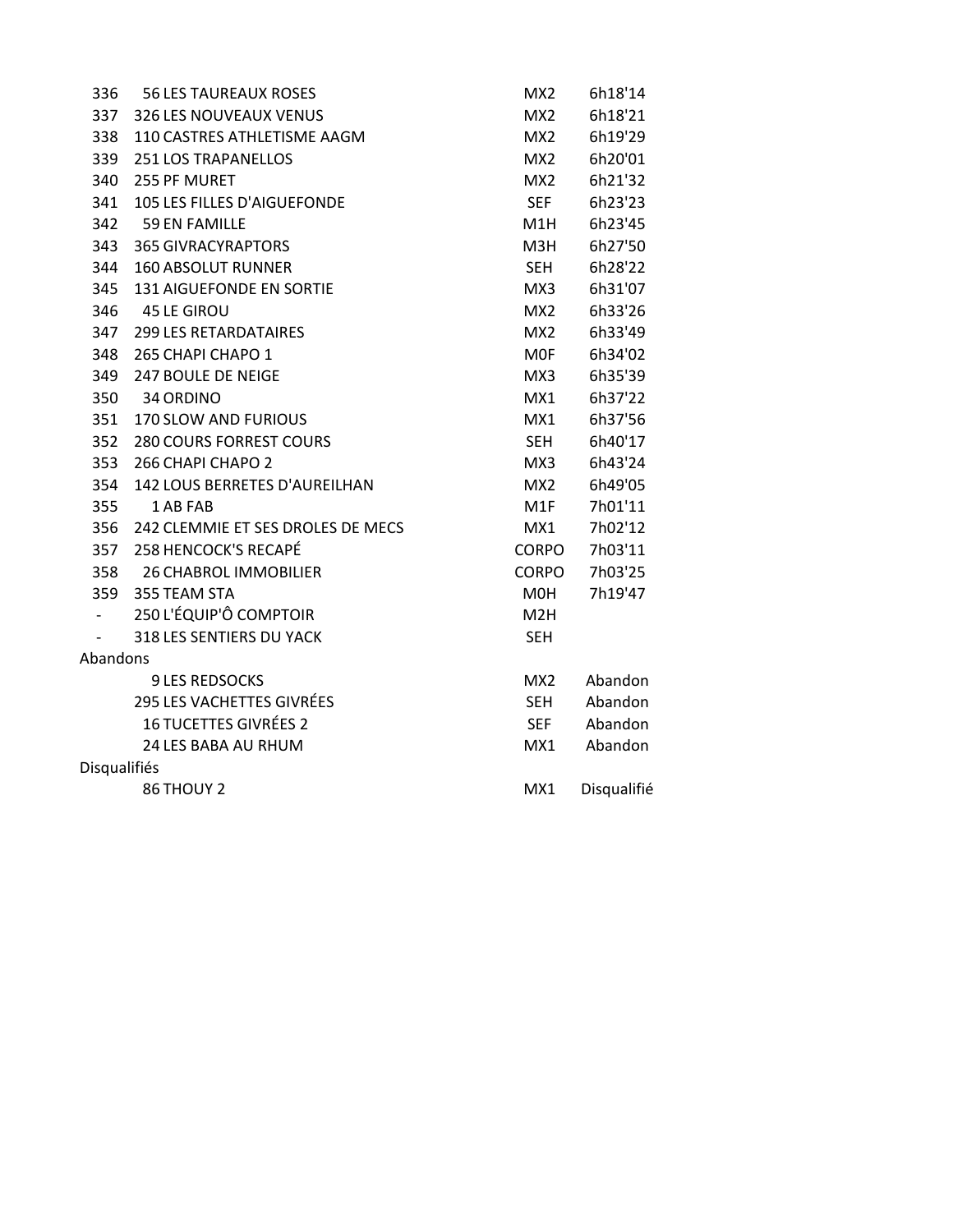| | | | |
|---|---|---|---|
| 336 | 56 LES TAUREAUX ROSES | MX2 | 6h18'14 |
| 337 | 326 LES NOUVEAUX VENUS | MX2 | 6h18'21 |
| 338 | 110 CASTRES ATHLETISME AAGM | MX2 | 6h19'29 |
| 339 | 251 LOS TRAPANELLOS | MX2 | 6h20'01 |
| 340 | 255 PF MURET | MX2 | 6h21'32 |
| 341 | 105 LES FILLES D'AIGUEFONDE | SEF | 6h23'23 |
| 342 | 59 EN FAMILLE | M1H | 6h23'45 |
| 343 | 365 GIVRACYRAPTORS | M3H | 6h27'50 |
| 344 | 160 ABSOLUT RUNNER | SEH | 6h28'22 |
| 345 | 131 AIGUEFONDE EN SORTIE | MX3 | 6h31'07 |
| 346 | 45 LE GIROU | MX2 | 6h33'26 |
| 347 | 299 LES RETARDATAIRES | MX2 | 6h33'49 |
| 348 | 265 CHAPI CHAPO 1 | M0F | 6h34'02 |
| 349 | 247 BOULE DE NEIGE | MX3 | 6h35'39 |
| 350 | 34 ORDINO | MX1 | 6h37'22 |
| 351 | 170 SLOW AND FURIOUS | MX1 | 6h37'56 |
| 352 | 280 COURS FORREST COURS | SEH | 6h40'17 |
| 353 | 266 CHAPI CHAPO 2 | MX3 | 6h43'24 |
| 354 | 142 LOUS BERRETES D'AUREILHAN | MX2 | 6h49'05 |
| 355 | 1 AB FAB | M1F | 7h01'11 |
| 356 | 242 CLEMMIE ET SES DROLES DE MECS | MX1 | 7h02'12 |
| 357 | 258 HENCOCK'S RECAPÉ | CORPO | 7h03'11 |
| 358 | 26 CHABROL IMMOBILIER | CORPO | 7h03'25 |
| 359 | 355 TEAM STA | M0H | 7h19'47 |
| - | 250 L'ÉQUIP'Ô COMPTOIR | M2H | |
| - | 318 LES SENTIERS DU YACK | SEH | |
| Abandons | | | |
| | 9 LES REDSOCKS | MX2 | Abandon |
| | 295 LES VACHETTES GIVRÉES | SEH | Abandon |
| | 16 TUCETTES GIVRÉES 2 | SEF | Abandon |
| | 24 LES BABA AU RHUM | MX1 | Abandon |
| Disqualifiés | | | |
| | 86 THOUY 2 | MX1 | Disqualifié |